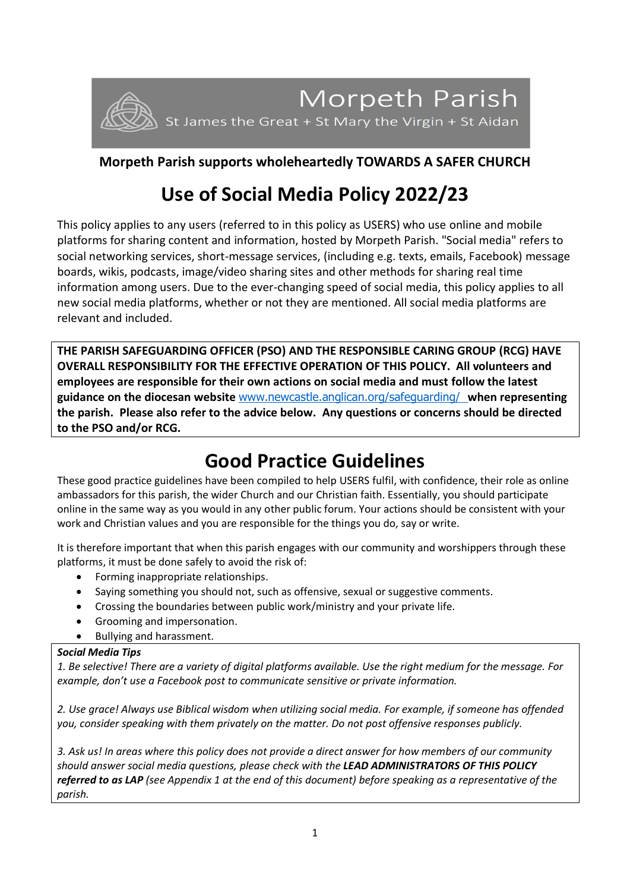# Morpeth Parish

St James the Great + St Mary the Virgin + St Aidan

**Morpeth Parish supports wholeheartedly TOWARDS A SAFER CHURCH**

# Use of Social Media Policy 2022/23

This policy applies to any users (referred to in this policy as USERS) who use online and mobile platforms for sharing content and information, hosted by Morpeth Parish. "Social media" refers to social networking services, short-message services, (including e.g. texts, emails, Facebook) message boards, wikis, podcasts, image/video sharing sites and other methods for sharing real time information among users. Due to the ever-changing speed of social media, this policy applies to all new social media platforms, whether or not they are mentioned. All social media platforms are relevant and included.

**THE PARISH SAFEGUARDING OFFICER (PSO) AND THE RESPONSIBLE CARING GROUP (RCG) HAVE OVERALL RESPONSIBILITY FOR THE EFFECTIVE OPERATION OF THIS POLICY. All volunteers and employees are responsible for their own actions on social media and must follow the latest guidance on the diocesan website [www.newcastle.anglican.org/safeguarding/](www.newcastle.anglican.org/safeguarding/) when representing the parish. Please also refer to the advice below. Any questions or concerns should be directed to the PSO and/or RCG.**

# Good Practice Guidelines

These good practice guidelines have been compiled to help USERS fulfil, with confidence, their role as online ambassadors for this parish, the wider Church and our Christian faith. Essentially, you should participate online in the same way as you would in any other public forum. Your actions should be consistent with your work and Christian values and you are responsible for the things you do, say or write.

It is therefore important that when this parish engages with our community and worshippers through these platforms, it must be done safely to avoid the risk of:

- Forming inappropriate relationships.
- Saying something you should not, such as offensive, sexual or suggestive comments.
- Crossing the boundaries between public work/ministry and your private life.
- Grooming and impersonation.
- Bullying and harassment.

***Social Media Tips***

*1. Be selective! There are a variety of digital platforms available. Use the right medium for the message. For example, don't use a Facebook post to communicate sensitive or private information.*

*2. Use grace! Always use Biblical wisdom when utilizing social media. For example, if someone has offended you, consider speaking with them privately on the matter. Do not post offensive responses publicly.*

*3. Ask us! In areas where this policy does not provide a direct answer for how members of our community should answer social media questions, please check with the **LEAD ADMINISTRATORS OF THIS POLICY referred to as LAP** (see Appendix 1 at the end of this document) before speaking as a representative of the parish.*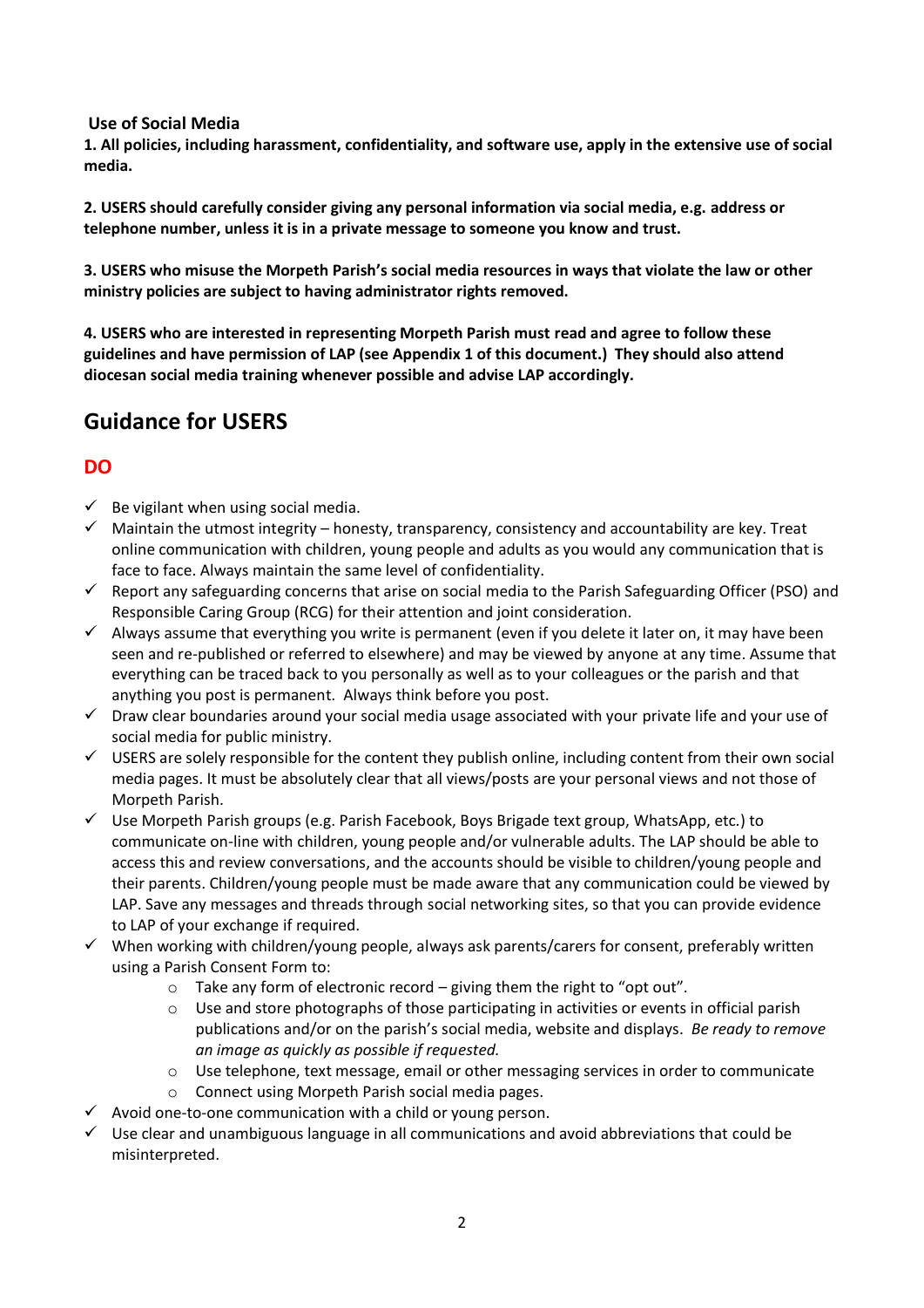**Use of Social Media**

**1. All policies, including harassment, confidentiality, and software use, apply in the extensive use of social media.**

**2. USERS should carefully consider giving any personal information via social media, e.g. address or telephone number, unless it is in a private message to someone you know and trust.**

**3. USERS who misuse the Morpeth Parish's social media resources in ways that violate the law or other ministry policies are subject to having administrator rights removed.**

**4. USERS who are interested in representing Morpeth Parish must read and agree to follow these guidelines and have permission of LAP (see Appendix 1 of this document.) They should also attend diocesan social media training whenever possible and advise LAP accordingly.**

## Guidance for USERS

### DO

- ✓ Be vigilant when using social media.
- ✓ Maintain the utmost integrity – honesty, transparency, consistency and accountability are key. Treat online communication with children, young people and adults as you would any communication that is face to face. Always maintain the same level of confidentiality.
- ✓ Report any safeguarding concerns that arise on social media to the Parish Safeguarding Officer (PSO) and Responsible Caring Group (RCG) for their attention and joint consideration.
- ✓ Always assume that everything you write is permanent (even if you delete it later on, it may have been seen and re-published or referred to elsewhere) and may be viewed by anyone at any time. Assume that everything can be traced back to you personally as well as to your colleagues or the parish and that anything you post is permanent. Always think before you post.
- ✓ Draw clear boundaries around your social media usage associated with your private life and your use of social media for public ministry.
- ✓ USERS are solely responsible for the content they publish online, including content from their own social media pages. It must be absolutely clear that all views/posts are your personal views and not those of Morpeth Parish.
- ✓ Use Morpeth Parish groups (e.g. Parish Facebook, Boys Brigade text group, WhatsApp, etc.) to communicate on-line with children, young people and/or vulnerable adults. The LAP should be able to access this and review conversations, and the accounts should be visible to children/young people and their parents. Children/young people must be made aware that any communication could be viewed by LAP. Save any messages and threads through social networking sites, so that you can provide evidence to LAP of your exchange if required.
- ✓ When working with children/young people, always ask parents/carers for consent, preferably written using a Parish Consent Form to:
  - Take any form of electronic record – giving them the right to "opt out".
  - Use and store photographs of those participating in activities or events in official parish publications and/or on the parish's social media, website and displays. *Be ready to remove an image as quickly as possible if requested.*
  - Use telephone, text message, email or other messaging services in order to communicate
  - Connect using Morpeth Parish social media pages.
- ✓ Avoid one-to-one communication with a child or young person.
- ✓ Use clear and unambiguous language in all communications and avoid abbreviations that could be misinterpreted.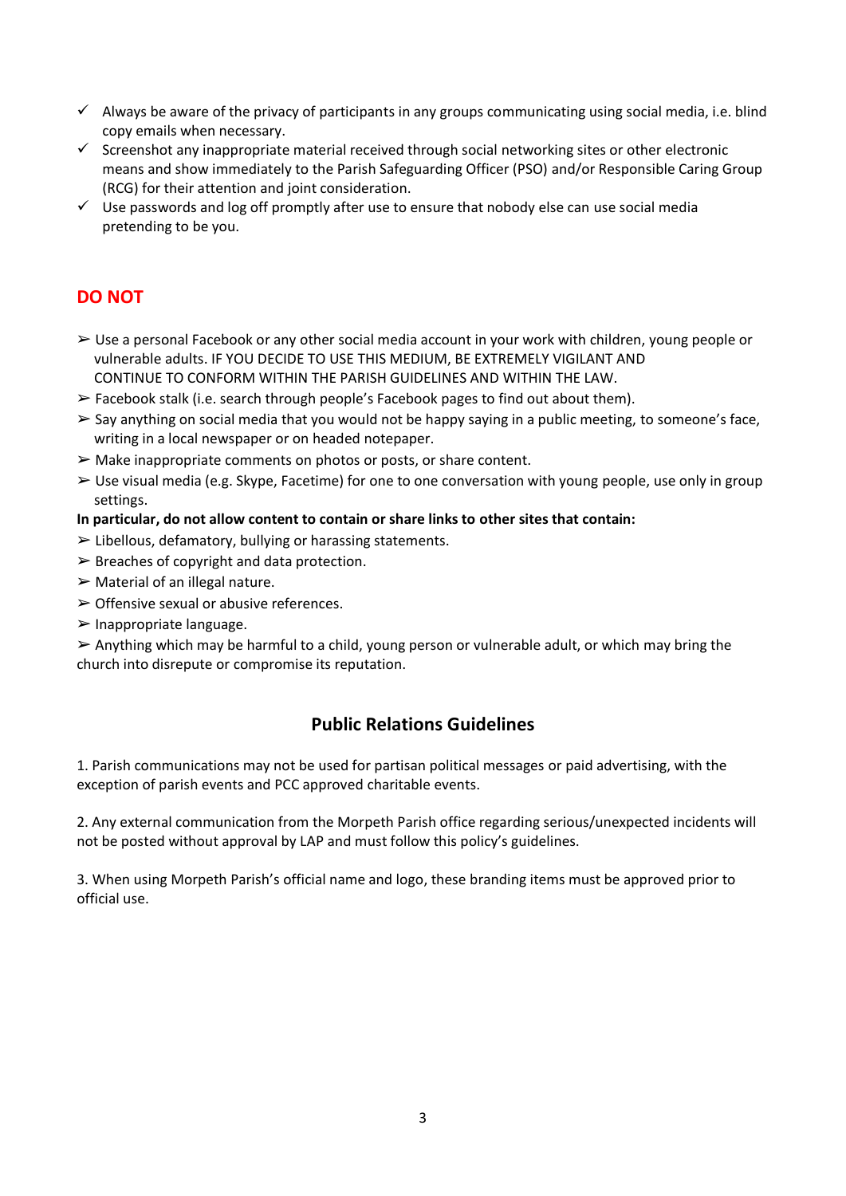- ✓ Always be aware of the privacy of participants in any groups communicating using social media, i.e. blind copy emails when necessary.
- ✓ Screenshot any inappropriate material received through social networking sites or other electronic means and show immediately to the Parish Safeguarding Officer (PSO) and/or Responsible Caring Group (RCG) for their attention and joint consideration.
- ✓ Use passwords and log off promptly after use to ensure that nobody else can use social media pretending to be you.

## DO NOT

- ➢ Use a personal Facebook or any other social media account in your work with children, young people or vulnerable adults. IF YOU DECIDE TO USE THIS MEDIUM, BE EXTREMELY VIGILANT AND CONTINUE TO CONFORM WITHIN THE PARISH GUIDELINES AND WITHIN THE LAW.
- ➢ Facebook stalk (i.e. search through people's Facebook pages to find out about them).
- ➢ Say anything on social media that you would not be happy saying in a public meeting, to someone's face, writing in a local newspaper or on headed notepaper.
- ➢ Make inappropriate comments on photos or posts, or share content.
- ➢ Use visual media (e.g. Skype, Facetime) for one to one conversation with young people, use only in group settings.

**In particular, do not allow content to contain or share links to other sites that contain:**

- ➢ Libellous, defamatory, bullying or harassing statements.
- ➢ Breaches of copyright and data protection.
- ➢ Material of an illegal nature.
- ➢ Offensive sexual or abusive references.
- ➢ Inappropriate language.
- ➢ Anything which may be harmful to a child, young person or vulnerable adult, or which may bring the church into disrepute or compromise its reputation.

## Public Relations Guidelines

1. Parish communications may not be used for partisan political messages or paid advertising, with the exception of parish events and PCC approved charitable events.

2. Any external communication from the Morpeth Parish office regarding serious/unexpected incidents will not be posted without approval by LAP and must follow this policy's guidelines.

3. When using Morpeth Parish's official name and logo, these branding items must be approved prior to official use.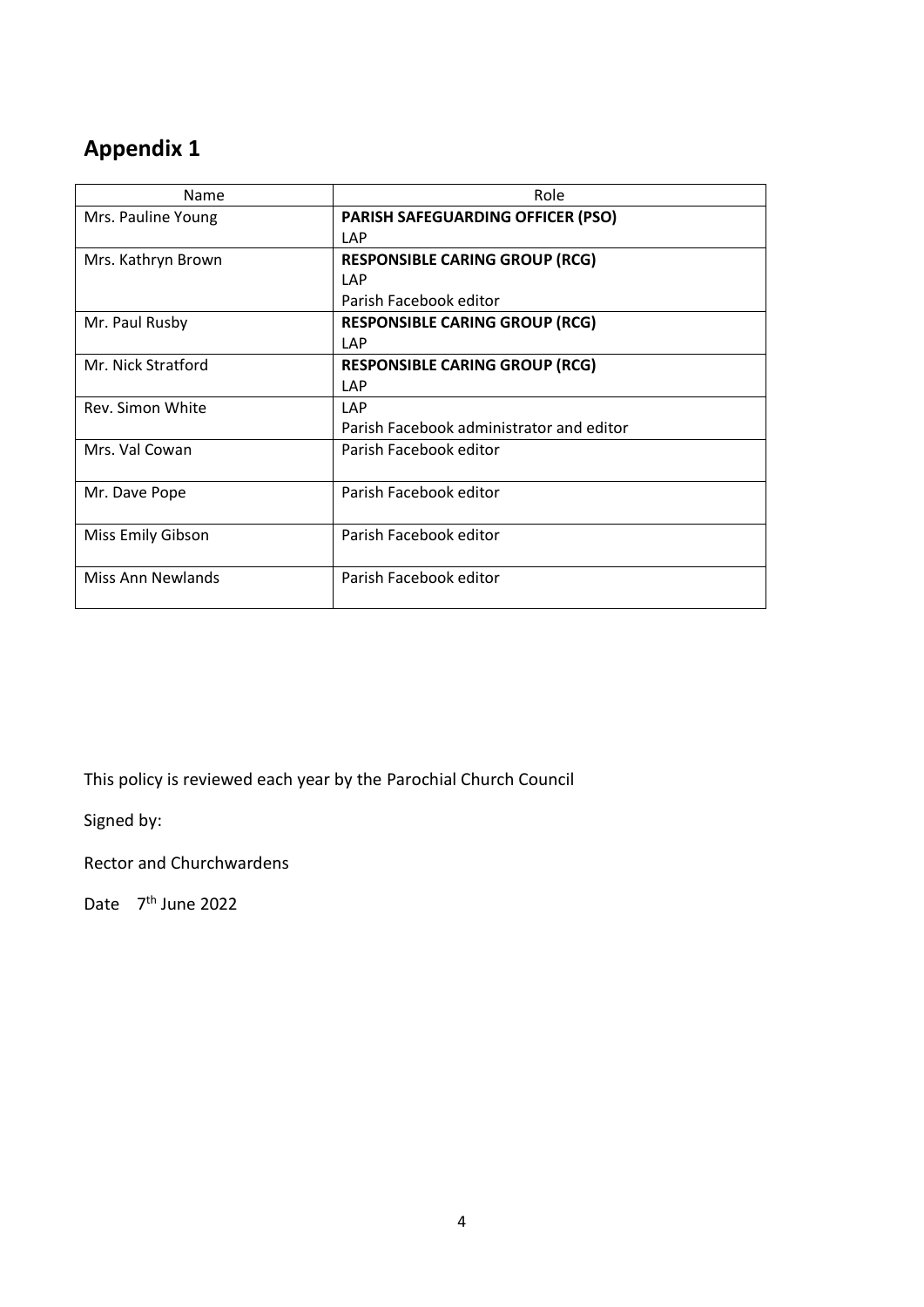## Appendix 1

| Name | Role |
| --- | --- |
| Mrs. Pauline Young | **PARISH SAFEGUARDING OFFICER (PSO)**<br>LAP |
| Mrs. Kathryn Brown | **RESPONSIBLE CARING GROUP (RCG)**<br>LAP<br>Parish Facebook editor |
| Mr. Paul Rusby | **RESPONSIBLE CARING GROUP (RCG)**<br>LAP |
| Mr. Nick Stratford | **RESPONSIBLE CARING GROUP (RCG)**<br>LAP |
| Rev. Simon White | LAP<br>Parish Facebook administrator and editor |
| Mrs. Val Cowan | Parish Facebook editor |
| Mr. Dave Pope | Parish Facebook editor |
| Miss Emily Gibson | Parish Facebook editor |
| Miss Ann Newlands | Parish Facebook editor |

This policy is reviewed each year by the Parochial Church Council

Signed by:

Rector and Churchwardens

Date 7th June 2022